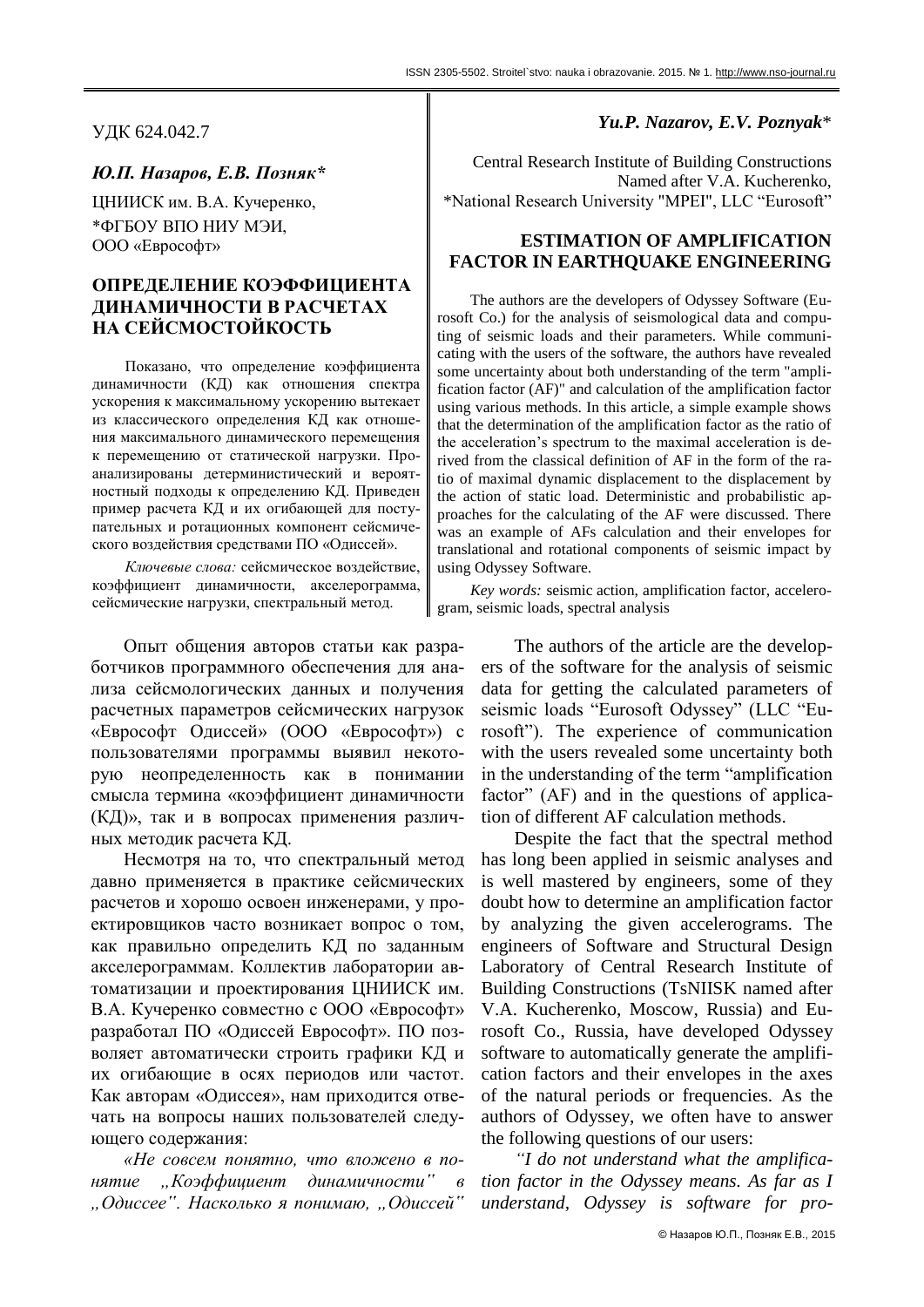УДК 624.042.7

***Ю.П. Назаров, Е.В. Позняк****

ЦНИИСК им. В.А. Кучеренко,
*ФГБОУ ВПО НИУ МЭИ,
ООО «Еврософт»

## ОПРЕДЕЛЕНИЕ КОЭФФИЦИЕНТА ДИНАМИЧНОСТИ В РАСЧЕТАХ НА СЕЙСМОСТОЙКОСТЬ

Показано, что определение коэффициента динамичности (КД) как отношения спектра ускорения к максимальному ускорению вытекает из классического определения КД как отношения максимального динамического перемещения к перемещению от статической нагрузки. Проанализированы детерминистический и вероятностный подходы к определению КД. Приведен пример расчета КД и их огибающей для поступательных и ротационных компонент сейсмического воздействия средствами ПО «Одиссей».

*Ключевые слова:* сейсмическое воздействие, коэффициент динамичности, акселерограмма, сейсмические нагрузки, спектральный метод.

***Yu.P. Nazarov, E.V. Poznyak****

Central Research Institute of Building Constructions Named after V.A. Kucherenko,
*National Research University "MPEI", LLC "Eurosoft"

## ESTIMATION OF AMPLIFICATION FACTOR IN EARTHQUAKE ENGINEERING

The authors are the developers of Odyssey Software (Eurosoft Co.) for the analysis of seismological data and computing of seismic loads and their parameters. While communicating with the users of the software, the authors have revealed some uncertainty about both understanding of the term "amplification factor (AF)" and calculation of the amplification factor using various methods. In this article, a simple example shows that the determination of the amplification factor as the ratio of the acceleration's spectrum to the maximal acceleration is derived from the classical definition of AF in the form of the ratio of maximal dynamic displacement to the displacement by the action of static load. Deterministic and probabilistic approaches for the calculating of the AF were discussed. There was an example of AFs calculation and their envelopes for translational and rotational components of seismic impact by using Odyssey Software.

*Key words:* seismic action, amplification factor, accelerogram, seismic loads, spectral analysis

Опыт общения авторов статьи как разработчиков программного обеспечения для анализа сейсмологических данных и получения расчетных параметров сейсмических нагрузок «Еврософт Одиссей» (ООО «Еврософт») с пользователями программы выявил некоторую неопределенность как в понимании смысла термина «коэффициент динамичности (КД)», так и в вопросах применения различных методик расчета КД.

Несмотря на то, что спектральный метод давно применяется в практике сейсмических расчетов и хорошо освоен инженерами, у проектировщиков часто возникает вопрос о том, как правильно определить КД по заданным акселерограммам. Коллектив лаборатории автоматизации и проектирования ЦНИИСК им. В.А. Кучеренко совместно с ООО «Еврософт» разработал ПО «Одиссей Еврософт». ПО позволяет автоматически строить графики КД и их огибающие в осях периодов или частот. Как авторам «Одиссея», нам приходится отвечать на вопросы наших пользователей следующего содержания:

*«Не совсем понятно, что вложено в понятие „Коэффициент динамичности" в „Одиссее". Насколько я понимаю, „Одиссей"*

The authors of the article are the developers of the software for the analysis of seismic data for getting the calculated parameters of seismic loads "Eurosoft Odyssey" (LLC "Eurosoft"). The experience of communication with the users revealed some uncertainty both in the understanding of the term "amplification factor" (AF) and in the questions of application of different AF calculation methods.

Despite the fact that the spectral method has long been applied in seismic analyses and is well mastered by engineers, some of they doubt how to determine an amplification factor by analyzing the given accelerograms. The engineers of Software and Structural Design Laboratory of Central Research Institute of Building Constructions (TsNIISK named after V.A. Kucherenko, Moscow, Russia) and Eurosoft Co., Russia, have developed Odyssey software to automatically generate the amplification factors and their envelopes in the axes of the natural periods or frequencies. As the authors of Odyssey, we often have to answer the following questions of our users:

*"I do not understand what the amplification factor in the Odyssey means. As far as I understand, Odyssey is software for pro-*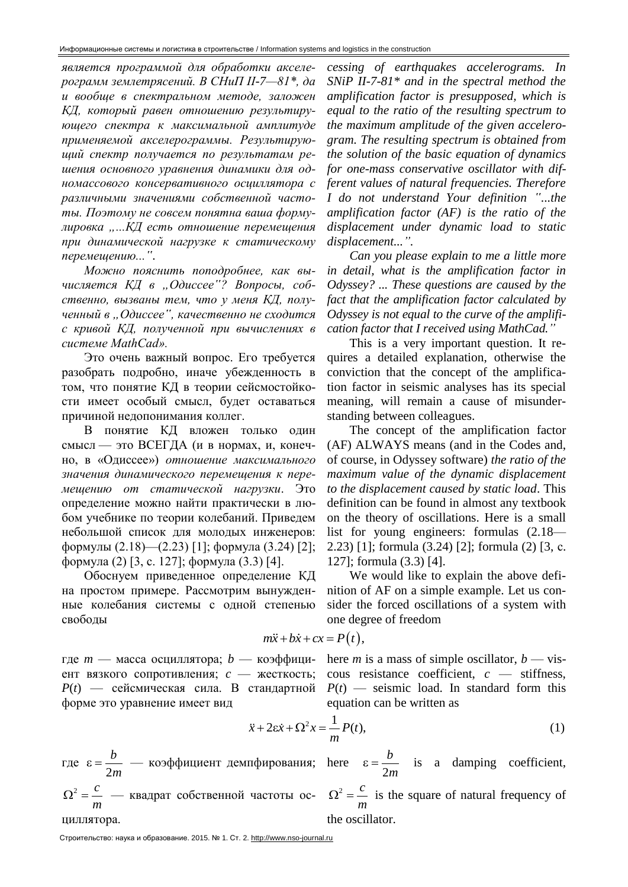*является программой для обработки акселерограмм землетрясений. В СНиП II-7—81\*, да и вообще в спектральном методе, заложен КД, который равен отношению результирующего спектра к максимальной амплитуде применяемой акселерограммы. Результирующий спектр получается по результатам решения основного уравнения динамики для одномассового консервативного осциллятора с различными значениями собственной частоты. Поэтому не совсем понятна ваша формулировка „...КД есть отношение перемещения при динамической нагрузке к статическому перемещению..."*.

*Можно пояснить поподробнее, как вычисляется КД в „Одиссее"? Вопросы, собственно, вызваны тем, что у меня КД, полученный в „Одиссее", качественно не сходится с кривой КД, полученной при вычислениях в системе MathCad».*

Это очень важный вопрос. Его требуется разобрать подробно, иначе убежденность в том, что понятие КД в теории сейсмостойкости имеет особый смысл, будет оставаться причиной недопонимания коллег.

В понятие КД вложен только один смысл — это ВСЕГДА (и в нормах, и, конечно, в «Одиссее») *отношение максимального значения динамического перемещения к перемещению от статической нагрузки*. Это определение можно найти практически в любом учебнике по теории колебаний. Приведем небольшой список для молодых инженеров: формулы (2.18)—(2.23) [1]; формула (3.24) [2]; формула (2) [3, с. 127]; формула (3.3) [4].

Обоснуем приведенное определение КД на простом примере. Рассмотрим вынужденные колебания системы с одной степенью свободы

*cessing of earthquakes accelerograms. In SNiP II-7-81\* and in the spectral method the amplification factor is presupposed, which is equal to the ratio of the resulting spectrum to the maximum amplitude of the given accelerogram. The resulting spectrum is obtained from the solution of the basic equation of dynamics for one-mass conservative oscillator with different values of natural frequencies. Therefore I do not understand Your definition "...the amplification factor (AF) is the ratio of the displacement under dynamic load to static displacement...".*

*Can you please explain to me a little more in detail, what is the amplification factor in Odyssey? ... These questions are caused by the fact that the amplification factor calculated by Odyssey is not equal to the curve of the amplification factor that I received using MathCad."*

This is a very important question. It requires a detailed explanation, otherwise the conviction that the concept of the amplification factor in seismic analyses has its special meaning, will remain a cause of misunderstanding between colleagues.

The concept of the amplification factor (AF) ALWAYS means (and in the Codes and, of course, in Odyssey software) *the ratio of the maximum value of the dynamic displacement to the displacement caused by static load*. This definition can be found in almost any textbook on the theory of oscillations. Here is a small list for young engineers: formulas (2.18—2.23) [1]; formula (3.24) [2]; formula (2) [3, c. 127]; formula (3.3) [4].

We would like to explain the above definition of AF on a simple example. Let us consider the forced oscillations of a system with one degree of freedom

$$m\ddot{x} + b\dot{x} + cx = P(t),$$

где $m$ — масса осциллятора; $b$ — коэффициент вязкого сопротивления; $c$ — жесткость; $P(t)$ — сейсмическая сила. В стандартной форме это уравнение имеет вид

here $m$ is a mass of simple oscillator, $b$ — viscous resistance coefficient, $c$ — stiffness, $P(t)$ — seismic load. In standard form this equation can be written as

$$\ddot{x} + 2\varepsilon\dot{x} + \Omega^2 x = \frac{1}{m}P(t), \tag{1}$$

где $\varepsilon = \dfrac{b}{2m}$ — коэффициент демпфирования; $\Omega^2 = \dfrac{c}{m}$ — квадрат собственной частоты осциллятора.

here $\varepsilon = \dfrac{b}{2m}$ is a damping coefficient, $\Omega^2 = \dfrac{c}{m}$ is the square of natural frequency of the oscillator.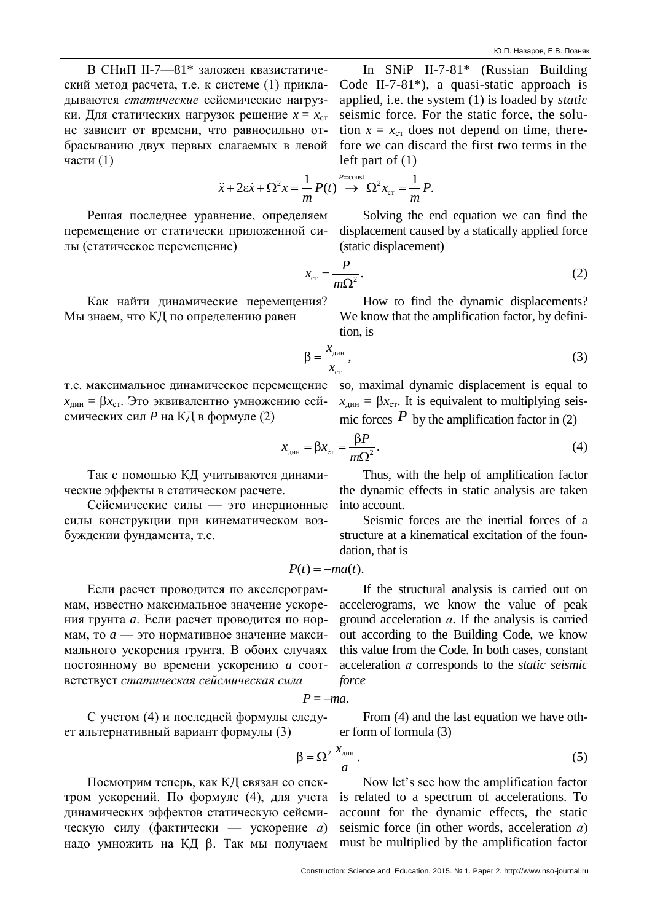В СНиП II-7—81* заложен квазистатический метод расчета, т.е. к системе (1) прикладываются *статические* сейсмические нагрузки. Для статических нагрузок решение $x = x_{\text{ст}}$ не зависит от времени, что равносильно отбрасыванию двух первых слагаемых в левой части (1)

In SNiP II-7-81* (Russian Building Code II-7-81*), a quasi-static approach is applied, i.e. the system (1) is loaded by *static* seismic force. For the static force, the solution $x = x_{\text{ст}}$ does not depend on time, therefore we can discard the first two terms in the left part of (1)

$$\ddot{x} + 2\varepsilon\dot{x} + \Omega^2 x = \frac{1}{m}P(t) \xrightarrow{P=\text{const}} \Omega^2 x_{\text{ст}} = \frac{1}{m}P.$$

Решая последнее уравнение, определяем перемещение от статически приложенной силы (статическое перемещение)

Solving the end equation we can find the displacement caused by a statically applied force (static displacement)

$$x_{\text{ст}} = \frac{P}{m\Omega^2}. \tag{2}$$

Как найти динамические перемещения? Мы знаем, что КД по определению равен

How to find the dynamic displacements? We know that the amplification factor, by definition, is

$$\beta = \frac{x_{\text{дин}}}{x_{\text{ст}}}, \tag{3}$$

т.е. максимальное динамическое перемещение $x_{\text{дин}} = \beta x_{\text{ст}}$. Это эквивалентно умножению сейсмических сил $P$ на КД в формуле (2)

so, maximal dynamic displacement is equal to $x_{\text{дин}} = \beta x_{\text{ст}}$. It is equivalent to multiplying seismic forces $P$ by the amplification factor in (2)

$$x_{\text{дин}} = \beta x_{\text{ст}} = \frac{\beta P}{m\Omega^2}. \tag{4}$$

Так с помощью КД учитываются динамические эффекты в статическом расчете.

Сейсмические силы — это инерционные силы конструкции при кинематическом возбуждении фундамента, т.е.

Thus, with the help of amplification factor the dynamic effects in static analysis are taken into account.

Seismic forces are the inertial forces of a structure at a kinematical excitation of the foundation, that is

$$P(t) = -ma(t).$$

Если расчет проводится по акселерограммам, известно максимальное значение ускорения грунта $a$. Если расчет проводится по нормам, то $a$ — это нормативное значение максимального ускорения грунта. В обоих случаях постоянному во времени ускорению $a$ соответствует *статическая сейсмическая сила*

If the structural analysis is carried out on accelerograms, we know the value of peak ground acceleration $a$. If the analysis is carried out according to the Building Code, we know this value from the Code. In both cases, constant acceleration $a$ corresponds to the *static seismic force*

$$P = -ma.$$

С учетом (4) и последней формулы следует альтернативный вариант формулы (3)

From (4) and the last equation we have other form of formula (3)

$$\beta = \Omega^2 \frac{x_{\text{дин}}}{a}. \tag{5}$$

Посмотрим теперь, как КД связан со спектром ускорений. По формуле (4), для учета динамических эффектов статическую сейсмическую силу (фактически — ускорение $a$) надо умножить на КД β. Так мы получаем

Now let's see how the amplification factor is related to a spectrum of accelerations. To account for the dynamic effects, the static seismic force (in other words, acceleration $a$) must be multiplied by the amplification factor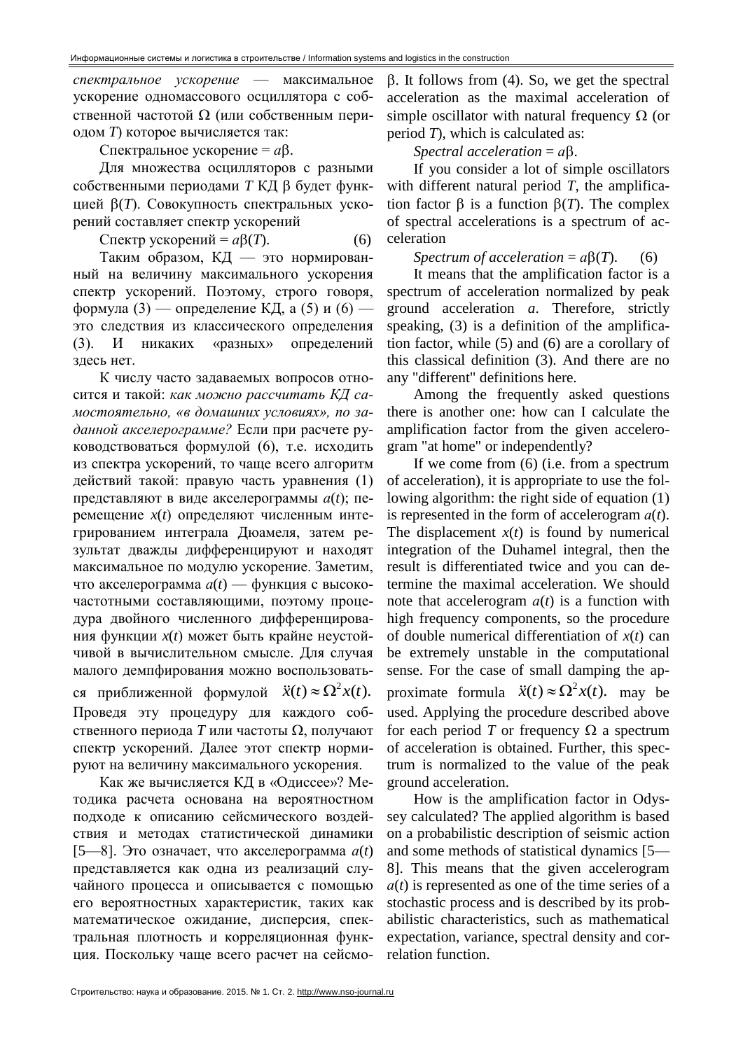*спектральное ускорение* — максимальное ускорение одномассового осциллятора с собственной частотой $\Omega$ (или собственным периодом $T$) которое вычисляется так:

Спектральное ускорение = $a\beta$.

Для множества осцилляторов с разными собственными периодами $T$ КД $\beta$ будет функцией $\beta(T)$. Совокупность спектральных ускорений составляет спектр ускорений

Спектр ускорений = $a\beta(T)$. (6)

Таким образом, КД — это нормированный на величину максимального ускорения спектр ускорений. Поэтому, строго говоря, формула (3) — определение КД, а (5) и (6) — это следствия из классического определения (3). И никаких «разных» определений здесь нет.

К числу часто задаваемых вопросов относится и такой: *как можно рассчитать КД самостоятельно, «в домашних условиях», по заданной акселерограмме?* Если при расчете руководствоваться формулой (6), т.е. исходить из спектра ускорений, то чаще всего алгоритм действий такой: правую часть уравнения (1) представляют в виде акселерограммы $a(t)$; перемещение $x(t)$ определяют численным интегрированием интеграла Дюамеля, затем результат дважды дифференцируют и находят максимальное по модулю ускорение. Заметим, что акселерограмма $a(t)$ — функция с высокочастотными составляющими, поэтому процедура двойного численного дифференцирования функции $x(t)$ может быть крайне неустойчивой в вычислительном смысле. Для случая малого демпфирования можно воспользоваться приближенной формулой $\ddot{x}(t) \approx \Omega^2 x(t)$. Проведя эту процедуру для каждого собственного периода $T$ или частоты $\Omega$, получают спектр ускорений. Далее этот спектр нормируют на величину максимального ускорения.

Как же вычисляется КД в «Одиссее»? Методика расчета основана на вероятностном подходе к описанию сейсмического воздействия и методах статистической динамики [5—8]. Это означает, что акселерограмма $a(t)$ представляется как одна из реализаций случайного процесса и описывается с помощью его вероятностных характеристик, таких как математическое ожидание, дисперсия, спектральная плотность и корреляционная функция. Поскольку чаще всего расчет на сейсмо-

$\beta$. It follows from (4). So, we get the spectral acceleration as the maximal acceleration of simple oscillator with natural frequency $\Omega$ (or period $T$), which is calculated as:

*Spectral acceleration* = $a\beta$.

If you consider a lot of simple oscillators with different natural period $T$, the amplification factor $\beta$ is a function $\beta(T)$. The complex of spectral accelerations is a spectrum of acceleration

*Spectrum of acceleration* = $a\beta(T)$. (6)

It means that the amplification factor is a spectrum of acceleration normalized by peak ground acceleration $a$. Therefore, strictly speaking, (3) is a definition of the amplification factor, while (5) and (6) are a corollary of this classical definition (3). And there are no any "different" definitions here.

Among the frequently asked questions there is another one: how can I calculate the amplification factor from the given accelerogram "at home" or independently?

If we come from (6) (i.e. from a spectrum of acceleration), it is appropriate to use the following algorithm: the right side of equation (1) is represented in the form of accelerogram $a(t)$. The displacement $x(t)$ is found by numerical integration of the Duhamel integral, then the result is differentiated twice and you can determine the maximal acceleration. We should note that accelerogram $a(t)$ is a function with high frequency components, so the procedure of double numerical differentiation of $x(t)$ can be extremely unstable in the computational sense. For the case of small damping the approximate formula $\ddot{x}(t) \approx \Omega^2 x(t)$. may be used. Applying the procedure described above for each period $T$ or frequency $\Omega$ a spectrum of acceleration is obtained. Further, this spectrum is normalized to the value of the peak ground acceleration.

How is the amplification factor in Odyssey calculated? The applied algorithm is based on a probabilistic description of seismic action and some methods of statistical dynamics [5—8]. This means that the given accelerogram $a(t)$ is represented as one of the time series of a stochastic process and is described by its probabilistic characteristics, such as mathematical expectation, variance, spectral density and correlation function.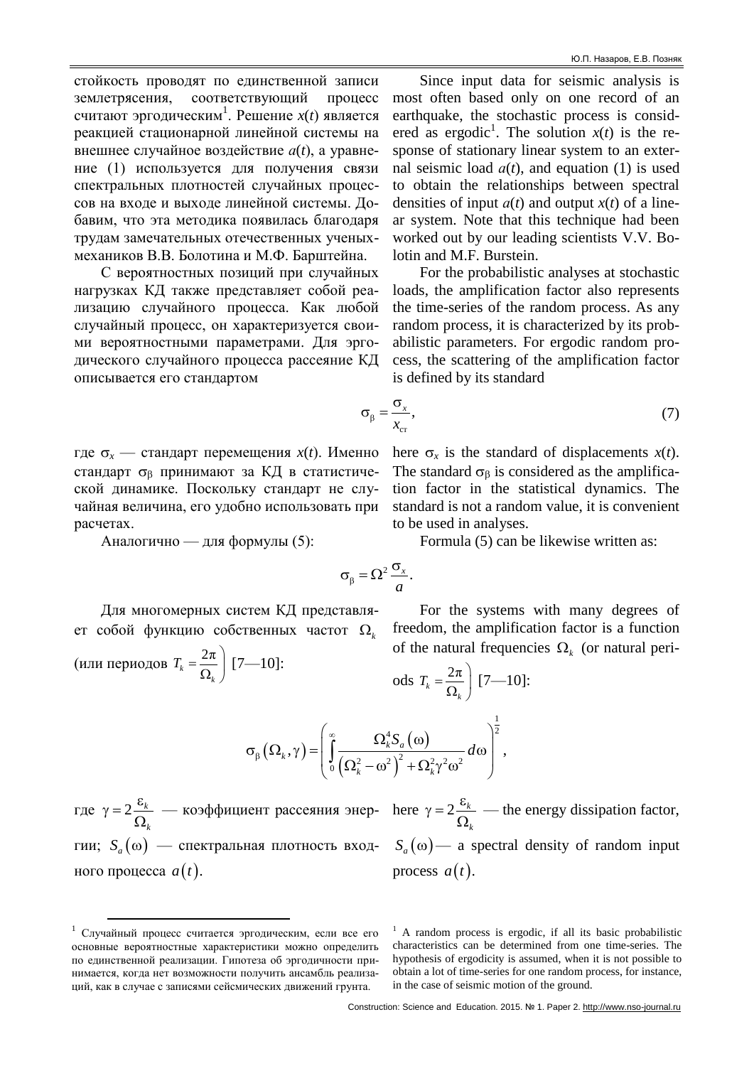стойкость проводят по единственной записи землетрясения, соответствующий процесс считают эргодическим[1]. Решение $x(t)$ является реакцией стационарной линейной системы на внешнее случайное воздействие $a(t)$, а уравнение (1) используется для получения связи спектральных плотностей случайных процессов на входе и выходе линейной системы. Добавим, что эта методика появилась благодаря трудам замечательных отечественных ученых-механиков В.В. Болотина и М.Ф. Барштейна.

С вероятностных позиций при случайных нагрузках КД также представляет собой реализацию случайного процесса. Как любой случайный процесс, он характеризуется своими вероятностными параметрами. Для эргодического случайного процесса рассеяние КД описывается его стандартом

$$\sigma_\beta = \frac{\sigma_x}{x_{\text{ст}}}, \tag{7}$$

где $\sigma_x$ — стандарт перемещения $x(t)$. Именно стандарт $\sigma_\beta$ принимают за КД в статистической динамике. Поскольку стандарт не случайная величина, его удобно использовать при расчетах.

Аналогично — для формулы (5):

$$\sigma_\beta = \Omega^2 \frac{\sigma_x}{a}.$$

Для многомерных систем КД представляет собой функцию собственных частот $\Omega_k$ (или периодов $T_k = \dfrac{2\pi}{\Omega_k}$) [7—10]:

$$\sigma_\beta\left(\Omega_k, \gamma\right) = \left( \int_0^\infty \frac{\Omega_k^4 S_a\left(\omega\right)}{\left(\Omega_k^2 - \omega^2\right)^2 + \Omega_k^2 \gamma^2 \omega^2} d\omega \right)^{\frac{1}{2}},$$

где $\gamma = 2\dfrac{\varepsilon_k}{\Omega_k}$ — коэффициент рассеяния энергии; $S_a\left(\omega\right)$ — спектральная плотность входного процесса $a\left(t\right)$.

[1] Случайный процесс считается эргодическим, если все его основные вероятностные характеристики можно определить по единственной реализации. Гипотеза об эргодичности принимается, когда нет возможности получить ансамбль реализаций, как в случае с записями сейсмических движений грунта.

Since input data for seismic analysis is most often based only on one record of an earthquake, the stochastic process is considered as ergodic[1]. The solution $x(t)$ is the response of stationary linear system to an external seismic load $a(t)$, and equation (1) is used to obtain the relationships between spectral densities of input $a(t)$ and output $x(t)$ of a linear system. Note that this technique had been worked out by our leading scientists V.V. Bolotin and M.F. Burstein.

For the probabilistic analyses at stochastic loads, the amplification factor also represents the time-series of the random process. As any random process, it is characterized by its probabilistic parameters. For ergodic random process, the scattering of the amplification factor is defined by its standard

here $\sigma_x$ is the standard of displacements $x(t)$. The standard $\sigma_\beta$ is considered as the amplification factor in the statistical dynamics. The standard is not a random value, it is convenient to be used in analyses.

Formula (5) can be likewise written as:

For the systems with many degrees of freedom, the amplification factor is a function of the natural frequencies $\Omega_k$ (or natural periods $T_k = \dfrac{2\pi}{\Omega_k}$) [7—10]:

here $\gamma = 2\dfrac{\varepsilon_k}{\Omega_k}$ — the energy dissipation factor, $S_a\left(\omega\right)$ — a spectral density of random input process $a\left(t\right)$.

[1] A random process is ergodic, if all its basic probabilistic characteristics can be determined from one time-series. The hypothesis of ergodicity is assumed, when it is not possible to obtain a lot of time-series for one random process, for instance, in the case of seismic motion of the ground.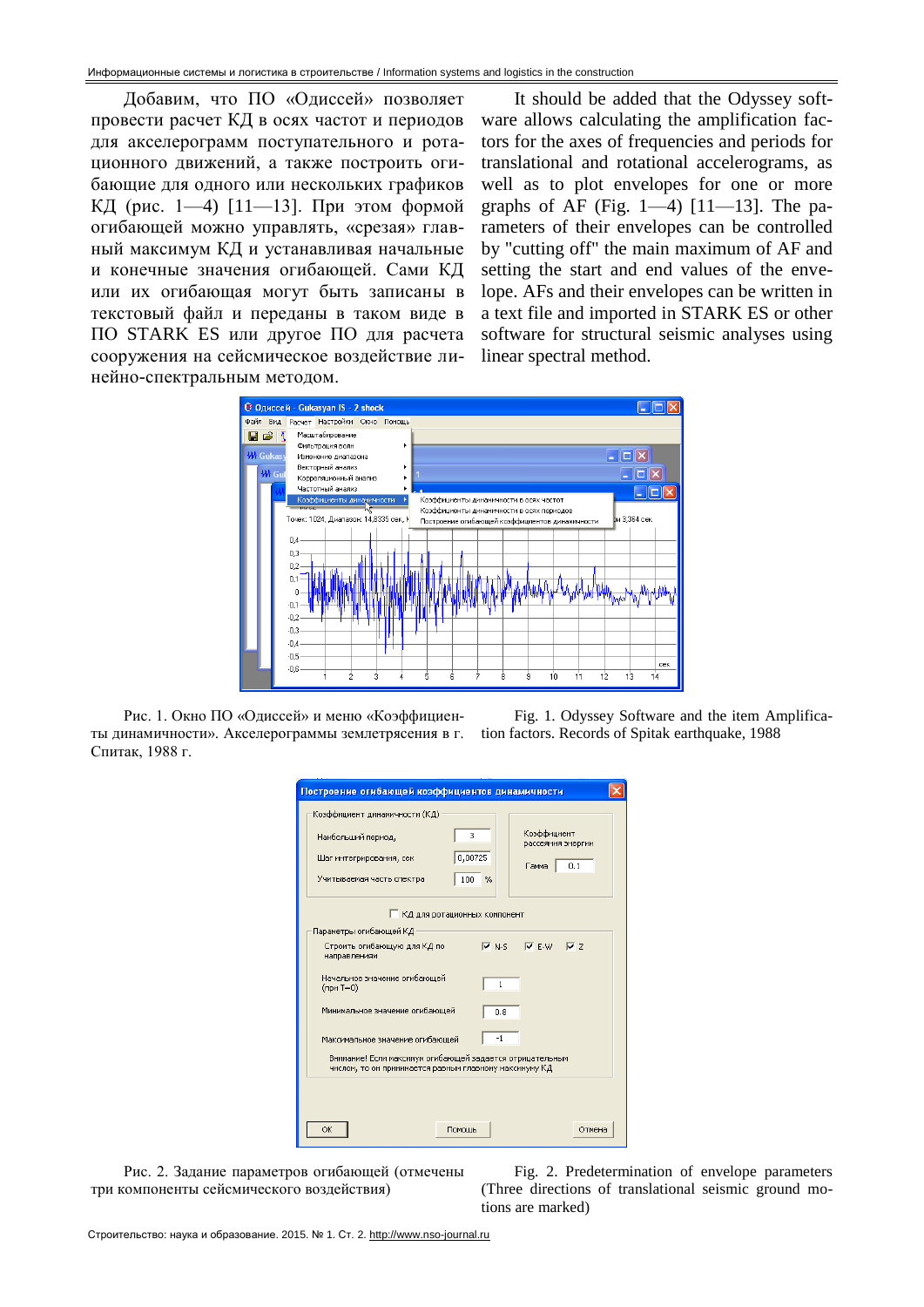Добавим, что ПО «Одиссей» позволяет провести расчет КД в осях частот и периодов для акселерограмм поступательного и ротационного движений, а также построить огибающие для одного или нескольких графиков КД (рис. 1—4) [11—13]. При этом формой огибающей можно управлять, «срезая» главный максимум КД и устанавливая начальные и конечные значения огибающей. Сами КД или их огибающая могут быть записаны в текстовый файл и переданы в таком виде в ПО STARK ES или другое ПО для расчета сооружения на сейсмическое воздействие линейно-спектральным методом.

It should be added that the Odyssey software allows calculating the amplification factors for the axes of frequencies and periods for translational and rotational accelerograms, as well as to plot envelopes for one or more graphs of AF (Fig. 1—4) [11—13]. The parameters of their envelopes can be controlled by "cutting off" the main maximum of AF and setting the start and end values of the envelope. AFs and their envelopes can be written in a text file and imported in STARK ES or other software for structural seismic analyses using linear spectral method.

Рис. 1. Окно ПО «Одиссей» и меню «Коэффициенты динамичности». Акселерограммы землетрясения в г. Спитак, 1988 г.

Fig. 1. Odyssey Software and the item Amplification factors. Records of Spitak earthquake, 1988

Рис. 2. Задание параметров огибающей (отмечены три компоненты сейсмического воздействия)

Fig. 2. Predetermination of envelope parameters (Three directions of translational seismic ground motions are marked)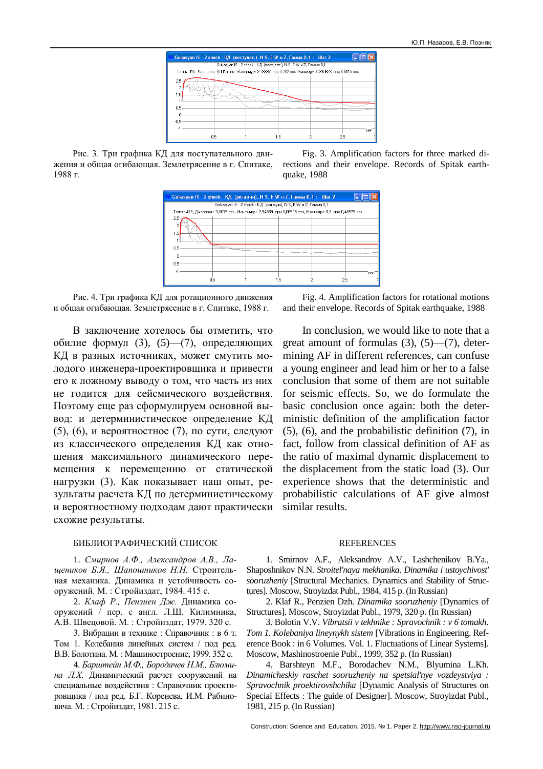Рис. 3. Три графика КД для поступательного движения и общая огибающая. Землетрясение в г. Спитаке, 1988 г.

Fig. 3. Amplification factors for three marked directions and their envelope. Records of Spitak earthquake, 1988

Рис. 4. Три графика КД для ротационного движения и общая огибающая. Землетрясение в г. Спитаке, 1988 г.

Fig. 4. Amplification factors for rotational motions and their envelope. Records of Spitak earthquake, 1988

В заключение хотелось бы отметить, что обилие формул (3), (5)—(7), определяющих КД в разных источниках, может смутить молодого инженера-проектировщика и привести его к ложному выводу о том, что часть из них не годится для сейсмического воздействия. Поэтому еще раз сформулируем основной вывод: и детерминистическое определение КД (5), (6), и вероятностное (7), по сути, следуют из классического определения КД как отношения максимального динамического перемещения к перемещению от статической нагрузки (3). Как показывает наш опыт, результаты расчета КД по детерминистическому и вероятностному подходам дают практически схожие результаты.

In conclusion, we would like to note that a great amount of formulas (3), (5)—(7), determining AF in different references, can confuse a young engineer and lead him or her to a false conclusion that some of them are not suitable for seismic effects. So, we do formulate the basic conclusion once again: both the deterministic definition of the amplification factor (5), (6), and the probabilistic definition (7), in fact, follow from classical definition of AF as the ratio of maximal dynamic displacement to the displacement from the static load (3). Our experience shows that the deterministic and probabilistic calculations of AF give almost similar results.

## БИБЛИОГРАФИЧЕСКИЙ СПИСОК

1. *Смирнов А.Ф., Александров А.В., Лащеников Б.Я., Шапошников Н.Н.* Строительная механика. Динамика и устойчивость сооружений. М. : Стройиздат, 1984. 415 с.

2. *Клаф Р., Пензиен Дж.* Динамика сооружений / пер. с англ. Л.Ш. Килимника, А.В. Швецовой. М. : Стройиздат, 1979. 320 с.

3. Вибрации в технике : Справочник : в 6 т. Том 1. Колебания линейных систем / под ред. В.В. Болотина. М. : Машиностроение, 1999. 352 с.

4. *Барштейн М.Ф., Бородачев Н.М., Блюмина Л.Х.* Динамический расчет сооружений на специальные воздействия : Справочник проектировщика / под ред. Б.Г. Коренева, И.М. Рабиновича. М. : Стройиздат, 1981. 215 с.

## REFERENCES

1. Smirnov A.F., Aleksandrov A.V., Lashchenikov B.Ya., Shaposhnikov N.N. *Stroitel'naya mekhanika. Dinamika i ustoychivost' sooruzheniy* [Structural Mechanics. Dynamics and Stability of Structures]. Moscow, Stroyizdat Publ., 1984, 415 p. (In Russian)

2. Klaf R., Penzien Dzh. *Dinamika sooruzheniy* [Dynamics of Structures]. Moscow, Stroyizdat Publ., 1979, 320 p. (In Russian)

3. Bolotin V.V. *Vibratsii v tekhnike : Spravochnik : v 6 tomakh. Tom 1. Kolebaniya lineynykh sistem* [Vibrations in Engineering. Reference Book : in 6 Volumes. Vol. 1. Fluctuations of Linear Systems]. Moscow, Mashinostroenie Publ., 1999, 352 p. (In Russian)

4. Barshteyn M.F., Borodachev N.M., Blyumina L.Kh. *Dinamicheskiy raschet sooruzheniy na spetsial'nye vozdeystviya : Spravochnik proektirovshchika* [Dynamic Analysis of Structures on Special Effects : The guide of Designer]. Moscow, Stroyizdat Publ., 1981, 215 p. (In Russian)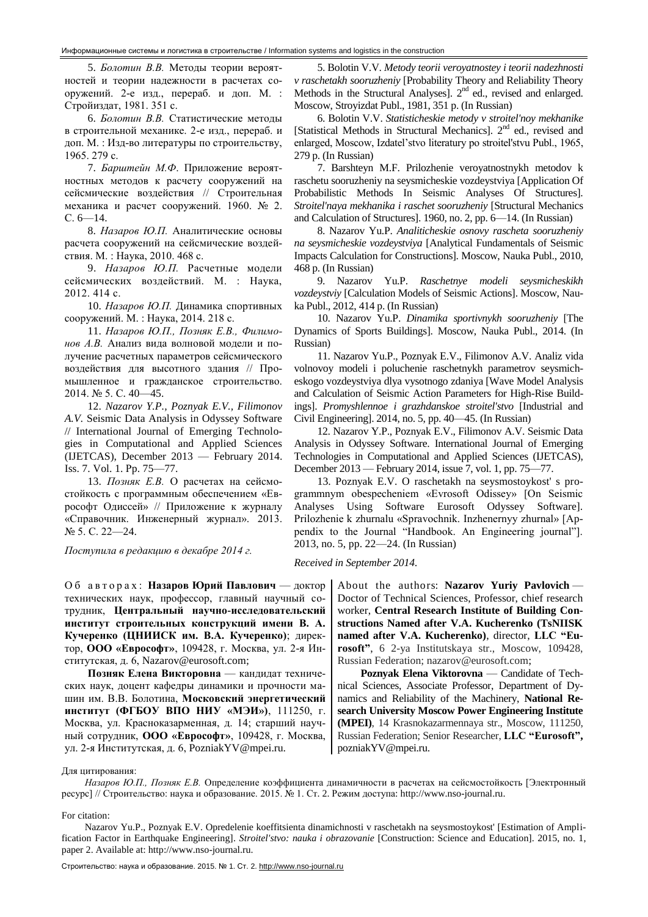5. *Болотин В.В.* Методы теории вероятностей и теории надежности в расчетах сооружений. 2-е изд., перераб. и доп. М. : Стройиздат, 1981. 351 с.

6. *Болотин В.В.* Статистические методы в строительной механике. 2-е изд., перераб. и доп. М. : Изд-во литературы по строительству, 1965. 279 с.

7. *Барштейн М.Ф.* Приложение вероятностных методов к расчету сооружений на сейсмические воздействия // Строительная механика и расчет сооружений. 1960. № 2. С. 6—14.

8. *Назаров Ю.П.* Аналитические основы расчета сооружений на сейсмические воздействия. М. : Наука, 2010. 468 с.

9. *Назаров Ю.П.* Расчетные модели сейсмических воздействий. М. : Наука, 2012. 414 с.

10. *Назаров Ю.П.* Динамика спортивных сооружений. М. : Наука, 2014. 218 с.

11. *Назаров Ю.П., Позняк Е.В., Филимонов А.В.* Анализ вида волновой модели и получение расчетных параметров сейсмического воздействия для высотного здания // Промышленное и гражданское строительство. 2014. № 5. С. 40—45.

12. *Nazarov Y.P., Poznyak E.V., Filimonov A.V.* Seismic Data Analysis in Odyssey Software // International Journal of Emerging Technologies in Computational and Applied Sciences (IJETCAS), December 2013 — February 2014. Iss. 7. Vol. 1. Pp. 75—77.

13. *Позняк Е.В.* О расчетах на сейсмостойкость с программным обеспечением «Еврософт Одиссей» // Приложение к журналу «Справочник. Инженерный журнал». 2013. № 5. С. 22—24.

*Поступила в редакцию в декабре 2014 г.*

5. Bolotin V.V. *Metody teorii veroyatnostey i teorii nadezhnosti v raschetakh sooruzheniy* [Probability Theory and Reliability Theory Methods in the Structural Analyses]. 2nd ed., revised and enlarged. Moscow, Stroyizdat Publ., 1981, 351 p. (In Russian)

6. Bolotin V.V. *Statisticheskie metody v stroitel'noy mekhanike* [Statistical Methods in Structural Mechanics]. 2nd ed., revised and enlarged, Moscow, Izdatel'stvo literatury po stroitel'stvu Publ., 1965, 279 p. (In Russian)

7. Barshteyn M.F. Prilozhenie veroyatnostnykh metodov k raschetu sooruzheniy na seysmicheskie vozdeystviya [Application Of Probabilistic Methods In Seismic Analyses Of Structures]. *Stroitel'naya mekhanika i raschet sooruzheniy* [Structural Mechanics and Calculation of Structures]. 1960, no. 2, pp. 6—14. (In Russian)

8. Nazarov Yu.P. *Analiticheskie osnovy rascheta sooruzheniy na seysmicheskie vozdeystviya* [Analytical Fundamentals of Seismic Impacts Calculation for Constructions]. Moscow, Nauka Publ., 2010, 468 p. (In Russian)

9. Nazarov Yu.P. *Raschetnye modeli seysmicheskikh vozdeystviy* [Calculation Models of Seismic Actions]. Moscow, Nauka Publ., 2012, 414 p. (In Russian)

10. Nazarov Yu.P. *Dinamika sportivnykh sooruzheniy* [The Dynamics of Sports Buildings]. Moscow, Nauka Publ., 2014. (In Russian)

11. Nazarov Yu.P., Poznyak E.V., Filimonov A.V. Analiz vida volnovoy modeli i poluchenie raschetnykh parametrov seysmicheskogo vozdeystviya dlya vysotnogo zdaniya [Wave Model Analysis and Calculation of Seismic Action Parameters for High-Rise Buildings]. *Promyshlennoe i grazhdanskoe stroitel'stvo* [Industrial and Civil Engineering]. 2014, no. 5, pp. 40—45. (In Russian)

12. Nazarov Y.P., Poznyak E.V., Filimonov A.V. Seismic Data Analysis in Odyssey Software. International Journal of Emerging Technologies in Computational and Applied Sciences (IJETCAS), December 2013 — February 2014, issue 7, vol. 1, pp. 75—77.

13. Poznyak E.V. O raschetakh na seysmostoykost' s programmnym obespecheniem «Evrosoft Odissey» [On Seismic Analyses Using Software Eurosoft Odyssey Software]. Prilozhenie k zhurnalu «Spravochnik. Inzhenernyy zhurnal» [Appendix to the Journal "Handbook. An Engineering journal"]. 2013, no. 5, pp. 22—24. (In Russian)

*Received in September 2014.*

Об авторах: **Назаров Юрий Павлович** — доктор технических наук, профессор, главный научный сотрудник, **Центральный научно-исследовательский институт строительных конструкций имени В. А. Кучеренко (ЦНИИСК им. В.А. Кучеренко)**; директор, **ООО «Еврософт»**, 109428, г. Москва, ул. 2-я Институтская, д. 6, Nazarov@eurosoft.com;

**Позняк Елена Викторовна** — кандидат технических наук, доцент кафедры динамики и прочности машин им. В.В. Болотина, **Московский энергетический институт (ФГБОУ ВПО НИУ «МЭИ»)**, 111250, г. Москва, ул. Красноказарменная, д. 14; старший научный сотрудник, **ООО «Еврософт»**, 109428, г. Москва, ул. 2-я Институтская, д. 6, PozniakYV@mpei.ru.

About the authors: **Nazarov Yuriy Pavlovich** — Doctor of Technical Sciences, Professor, chief research worker, **Central Research Institute of Building Constructions Named after V.A. Kucherenko (TsNIISK named after V.A. Kucherenko)**, director, **LLC "Eurosoft"**, 6 2-ya Institutskaya str., Moscow, 109428, Russian Federation; nazarov@eurosoft.com;

**Poznyak Elena Viktorovna** — Candidate of Technical Sciences, Associate Professor, Department of Dynamics and Reliability of the Machinery, **National Research University Moscow Power Engineering Institute (MPEI)**, 14 Krasnokazarmennaya str., Moscow, 111250, Russian Federation; Senior Researcher, **LLC "Eurosoft"**, pozniakYV@mpei.ru.

Для цитирования:

*Назаров Ю.П., Позняк Е.В.* Определение коэффициента динамичности в расчетах на сейсмостойкость [Электронный ресурс] // Строительство: наука и образование. 2015. № 1. Ст. 2. Режим доступа: http://www.nso-journal.ru.

For citation:

Nazarov Yu.P., Poznyak E.V. Opredelenie koeffitsienta dinamichnosti v raschetakh na seysmostoykost' [Estimation of Amplification Factor in Earthquake Engineering]. *Stroitel'stvo: nauka i obrazovanie* [Construction: Science and Education]. 2015, no. 1, paper 2. Available at: http://www.nso-journal.ru.